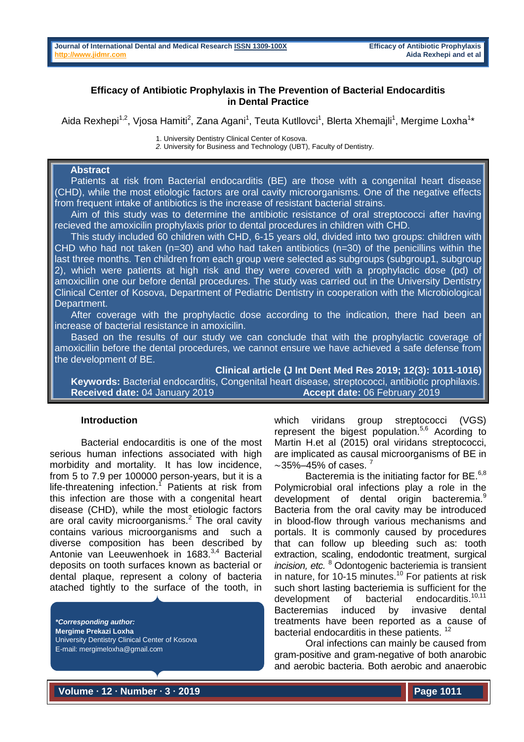# Efficacy of Antibiotic Prophylaxis in The Prevention of Bacterial Endocarditis in Dental Practice

Aida Rexhepi[1,2], Vjosa Hamiti[2], Zana Agani[1], Teuta Kutllovci[1], Blerta Xhemajli[1], Mergime Loxha[1]*

1. University Dentistry Clinical Center of Kosova.
2. University for Business and Technology (UBT), Faculty of Dentistry.

## Abstract

Patients at risk from Bacterial endocarditis (BE) are those with a congenital heart disease (CHD), while the most etiologic factors are oral cavity microorganisms. One of the negative effects from frequent intake of antibiotics is the increase of resistant bacterial strains.

Aim of this study was to determine the antibiotic resistance of oral streptococci after having recieved the amoxicilin prophylaxis prior to dental procedures in children with CHD.

This study included 60 children with CHD, 6-15 years old, divided into two groups: children with CHD who had not taken (n=30) and who had taken antibiotics (n=30) of the penicillins within the last three months. Ten children from each group were selected as subgroups (subgroup1, subgroup 2), which were patients at high risk and they were covered with a prophylactic dose (pd) of amoxicillin one our before dental procedures. The study was carried out in the University Dentistry Clinical Center of Kosova, Department of Pediatric Dentistry in cooperation with the Microbiological Department.

After coverage with the prophylactic dose according to the indication, there had been an increase of bacterial resistance in amoxicilin.

Based on the results of our study we can conclude that with the prophylactic coverage of amoxicillin before the dental procedures, we cannot ensure we have achieved a safe defense from the development of BE.

**Clinical article (J Int Dent Med Res 2019; 12(3): 1011-1016)**

**Keywords:** Bacterial endocarditis, Congenital heart disease, streptococci, antibiotic prophylaxis.

**Received date:** 04 January 2019 **Accept date:** 06 February 2019

## Introduction

Bacterial endocarditis is one of the most serious human infections associated with high morbidity and mortality. It has low incidence, from 5 to 7.9 per 100000 person-years, but it is a life-threatening infection.[1] Patients at risk from this infection are those with a congenital heart disease (CHD), while the most etiologic factors are oral cavity microorganisms.[2] The oral cavity contains various microorganisms and such a diverse composition has been described by Antonie van Leeuwenhoek in 1683.[3,4] Bacterial deposits on tooth surfaces known as bacterial or dental plaque, represent a colony of bacteria atached tightly to the surface of the tooth, in which viridans group streptococci (VGS) represent the bigest population.[5,6] Acording to Martin H.et al (2015) oral viridans streptococci, are implicated as causal microorganisms of BE in ∼35%–45% of cases.[7]

Bacteremia is the initiating factor for BE.[6,8] Polymicrobial oral infections play a role in the development of dental origin bacteremia.[9] Bacteria from the oral cavity may be introduced in blood-flow through various mechanisms and portals. It is commonly caused by procedures that can follow up bleeding such as: tooth extraction, scaling, endodontic treatment, surgical *incision, etc.* [8] Odontogenic bacteriemia is transient in nature, for 10-15 minutes.[10] For patients at risk such short lasting bacteriemia is sufficient for the development of bacterial endocarditis.[10,11] Bacteremias induced by invasive dental treatments have been reported as a cause of bacterial endocarditis in these patients. [12]

Oral infections can mainly be caused from gram-positive and gram-negative of both anarobic and aerobic bacteria. Both aerobic and anaerobic

***Corresponding author:***
**Mergime Prekazi Loxha**
University Dentistry Clinical Center of Kosova
E-mail: mergimeloxha@gmail.com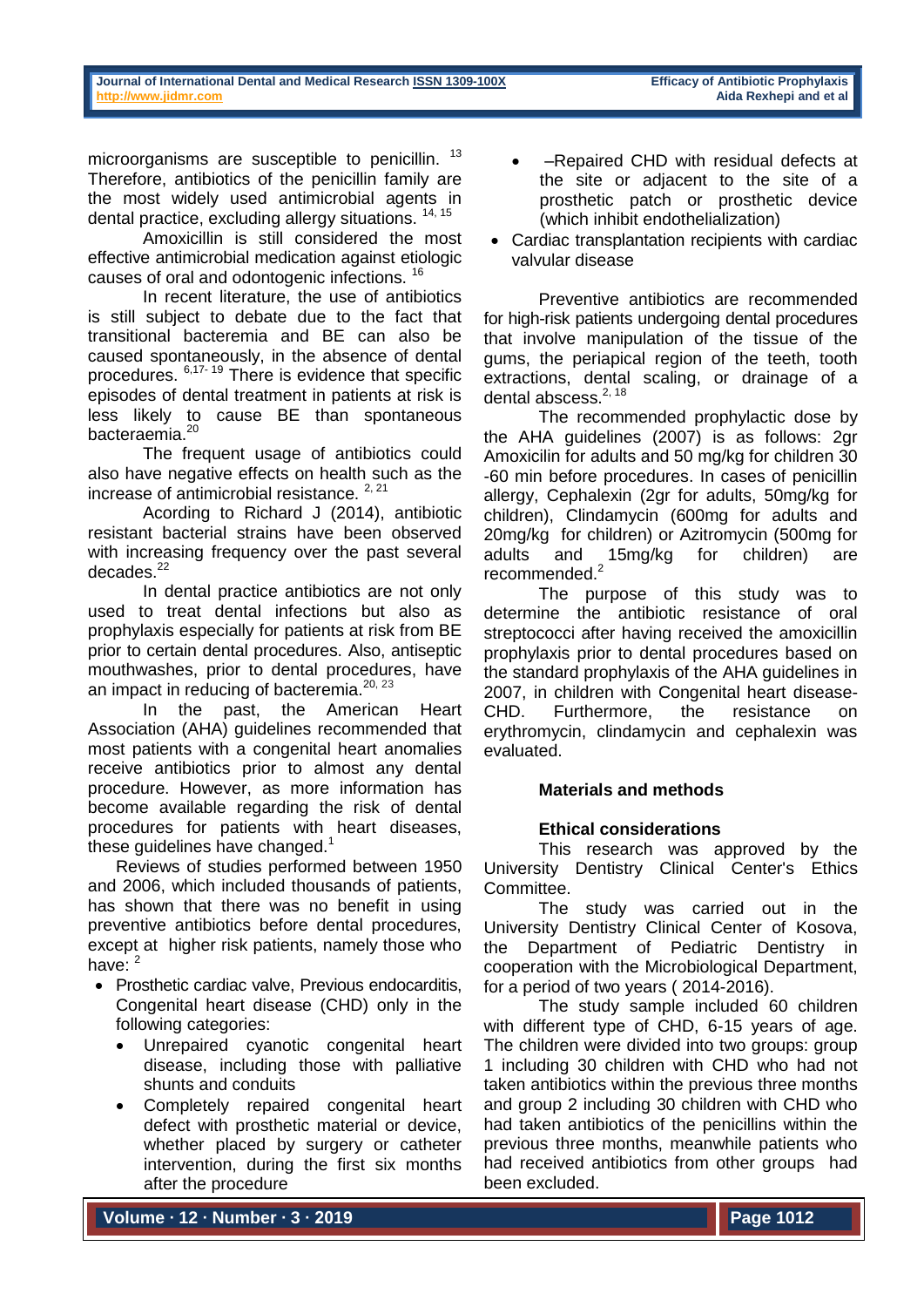microorganisms are susceptible to penicillin. [13] Therefore, antibiotics of the penicillin family are the most widely used antimicrobial agents in dental practice, excluding allergy situations. [14, 15]

Amoxicillin is still considered the most effective antimicrobial medication against etiologic causes of oral and odontogenic infections. [16]

In recent literature, the use of antibiotics is still subject to debate due to the fact that transitional bacteremia and BE can also be caused spontaneously, in the absence of dental procedures. [6,17-19] There is evidence that specific episodes of dental treatment in patients at risk is less likely to cause BE than spontaneous bacteraemia.[20]

The frequent usage of antibiotics could also have negative effects on health such as the increase of antimicrobial resistance. [2, 21]

Acording to Richard J (2014), antibiotic resistant bacterial strains have been observed with increasing frequency over the past several decades.[22]

In dental practice antibiotics are not only used to treat dental infections but also as prophylaxis especially for patients at risk from BE prior to certain dental procedures. Also, antiseptic mouthwashes, prior to dental procedures, have an impact in reducing of bacteremia.[20, 23]

In the past, the American Heart Association (AHA) guidelines recommended that most patients with a congenital heart anomalies receive antibiotics prior to almost any dental procedure. However, as more information has become available regarding the risk of dental procedures for patients with heart diseases, these guidelines have changed.[1]

Reviews of studies performed between 1950 and 2006, which included thousands of patients, has shown that there was no benefit in using preventive antibiotics before dental procedures, except at higher risk patients, namely those who have: [2]

- Prosthetic cardiac valve, Previous endocarditis, Congenital heart disease (CHD) only in the following categories:
  - Unrepaired cyanotic congenital heart disease, including those with palliative shunts and conduits
  - Completely repaired congenital heart defect with prosthetic material or device, whether placed by surgery or catheter intervention, during the first six months after the procedure
  - –Repaired CHD with residual defects at the site or adjacent to the site of a prosthetic patch or prosthetic device (which inhibit endothelialization)
- Cardiac transplantation recipients with cardiac valvular disease

Preventive antibiotics are recommended for high-risk patients undergoing dental procedures that involve manipulation of the tissue of the gums, the periapical region of the teeth, tooth extractions, dental scaling, or drainage of a dental abscess.[2, 18]

The recommended prophylactic dose by the AHA guidelines (2007) is as follows: 2gr Amoxicilin for adults and 50 mg/kg for children 30 -60 min before procedures. In cases of penicillin allergy, Cephalexin (2gr for adults, 50mg/kg for children), Clindamycin (600mg for adults and 20mg/kg for children) or Azitromycin (500mg for adults and 15mg/kg for children) are recommended.[2]

The purpose of this study was to determine the antibiotic resistance of oral streptococci after having received the amoxicillin prophylaxis prior to dental procedures based on the standard prophylaxis of the AHA guidelines in 2007, in children with Congenital heart disease-CHD. Furthermore, the resistance on erythromycin, clindamycin and cephalexin was evaluated.

## Materials and methods

### Ethical considerations

This research was approved by the University Dentistry Clinical Center's Ethics Committee.

The study was carried out in the University Dentistry Clinical Center of Kosova, the Department of Pediatric Dentistry in cooperation with the Microbiological Department, for a period of two years ( 2014-2016).

The study sample included 60 children with different type of CHD, 6-15 years of age. The children were divided into two groups: group 1 including 30 children with CHD who had not taken antibiotics within the previous three months and group 2 including 30 children with CHD who had taken antibiotics of the penicillins within the previous three months, meanwhile patients who had received antibiotics from other groups had been excluded.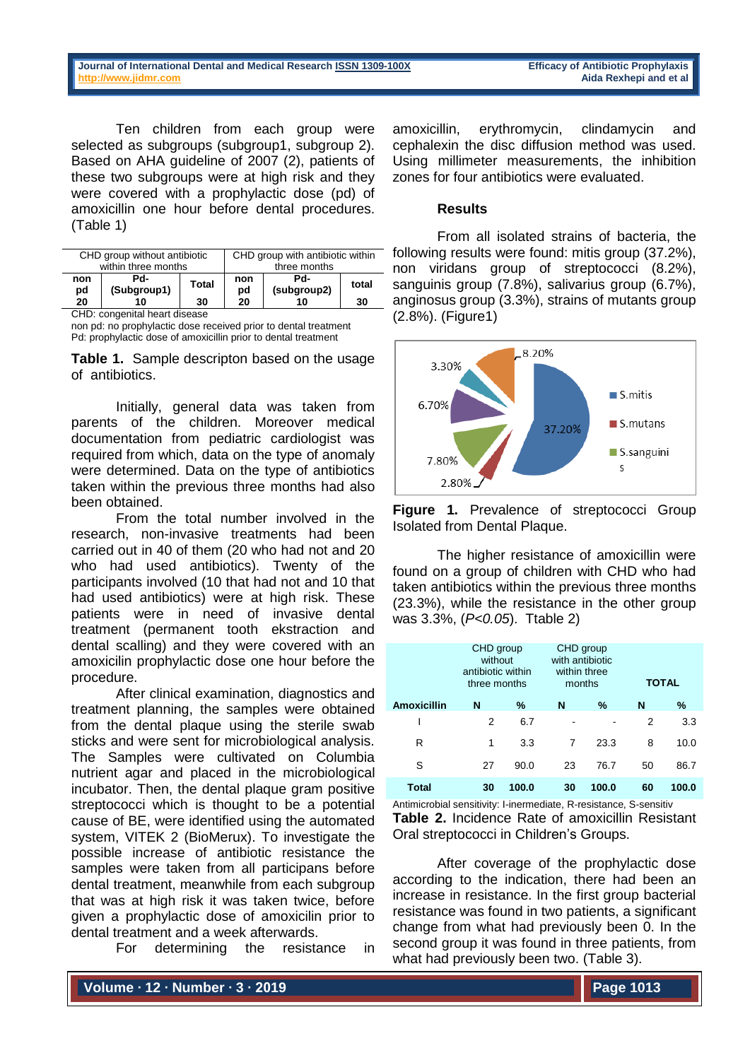Ten children from each group were selected as subgroups (subgroup1, subgroup 2). Based on AHA guideline of 2007 (2), patients of these two subgroups were at high risk and they were covered with a prophylactic dose (pd) of amoxicillin one hour before dental procedures. (Table 1)

| CHD group without antibiotic within three months | | | CHD group with antibiotic within three months | | |
|---|---|---|---|---|---|
| non pd | Pd-(Subgroup1) | Total | non pd | Pd-(subgroup2) | total |
| 20 | 10 | 30 | 20 | 10 | 30 |

CHD: congenital heart disease
non pd: no prophylactic dose received prior to dental treatment
Pd: prophylactic dose of amoxicillin prior to dental treatment

**Table 1.** Sample descripton based on the usage of antibiotics.

Initially, general data was taken from parents of the children. Moreover medical documentation from pediatric cardiologist was required from which, data on the type of anomaly were determined. Data on the type of antibiotics taken within the previous three months had also been obtained.

From the total number involved in the research, non-invasive treatments had been carried out in 40 of them (20 who had not and 20 who had used antibiotics). Twenty of the participants involved (10 that had not and 10 that had used antibiotics) were in need of invasive dental treatment (permanent tooth ekstraction and dental scalling) and they were covered with an amoxicilin prophylactic dose one hour before the procedure.

After clinical examination, diagnostics and treatment planning, the samples were obtained from the dental plaque using the sterile swab sticks and were sent for microbiological analysis. The Samples were cultivated on Columbia nutrient agar and placed in the microbiological incubator. Then, the dental plaque gram positive streptococci which is thought to be a potential cause of BE, were identified using the automated system, VITEK 2 (BioMerux). To investigate the possible increase of antibiotic resistance the samples were taken from all participans before dental treatment, meanwhile from each subgroup that was at high risk it was taken twice, before given a prophylactic dose of amoxicilin prior to dental treatment and a week afterwards.

For determining the resistance in amoxicillin, erythromycin, clindamycin and cephalexin the disc diffusion method was used. Using millimeter measurements, the inhibition zones for four antibiotics were evaluated.

### Results

From all isolated strains of bacteria, the following results were found: mitis group (37.2%), non viridans group of streptococci (8.2%), sanguinis group (7.8%), salivarius group (6.7%), anginosus group (3.3%), strains of mutants group (2.8%). (Figure1)

**Figure 1.** Prevalence of streptococci Group Isolated from Dental Plaque.

The higher resistance of amoxicillin were found on a group of children with CHD who had taken antibiotics within the previous three months (23.3%), while the resistance in the other group was 3.3%, (*P<0.05*). Ttable 2)

| | CHD group without antibiotic within three months | | CHD group with antibiotic within three months | | TOTAL | |
|---|---|---|---|---|---|---|
| **Amoxicillin** | **N** | **%** | **N** | **%** | **N** | **%** |
| I | 2 | 6.7 | - | - | 2 | 3.3 |
| R | 1 | 3.3 | 7 | 23.3 | 8 | 10.0 |
| S | 27 | 90.0 | 23 | 76.7 | 50 | 86.7 |
| **Total** | **30** | **100.0** | **30** | **100.0** | **60** | **100.0** |

Antimicrobial sensitivity: I-inermediate, R-resistance, S-sensitiv

**Table 2.** Incidence Rate of amoxicillin Resistant Oral streptococci in Children's Groups.

After coverage of the prophylactic dose according to the indication, there had been an increase in resistance. In the first group bacterial resistance was found in two patients, a significant change from what had previously been 0. In the second group it was found in three patients, from what had previously been two. (Table 3).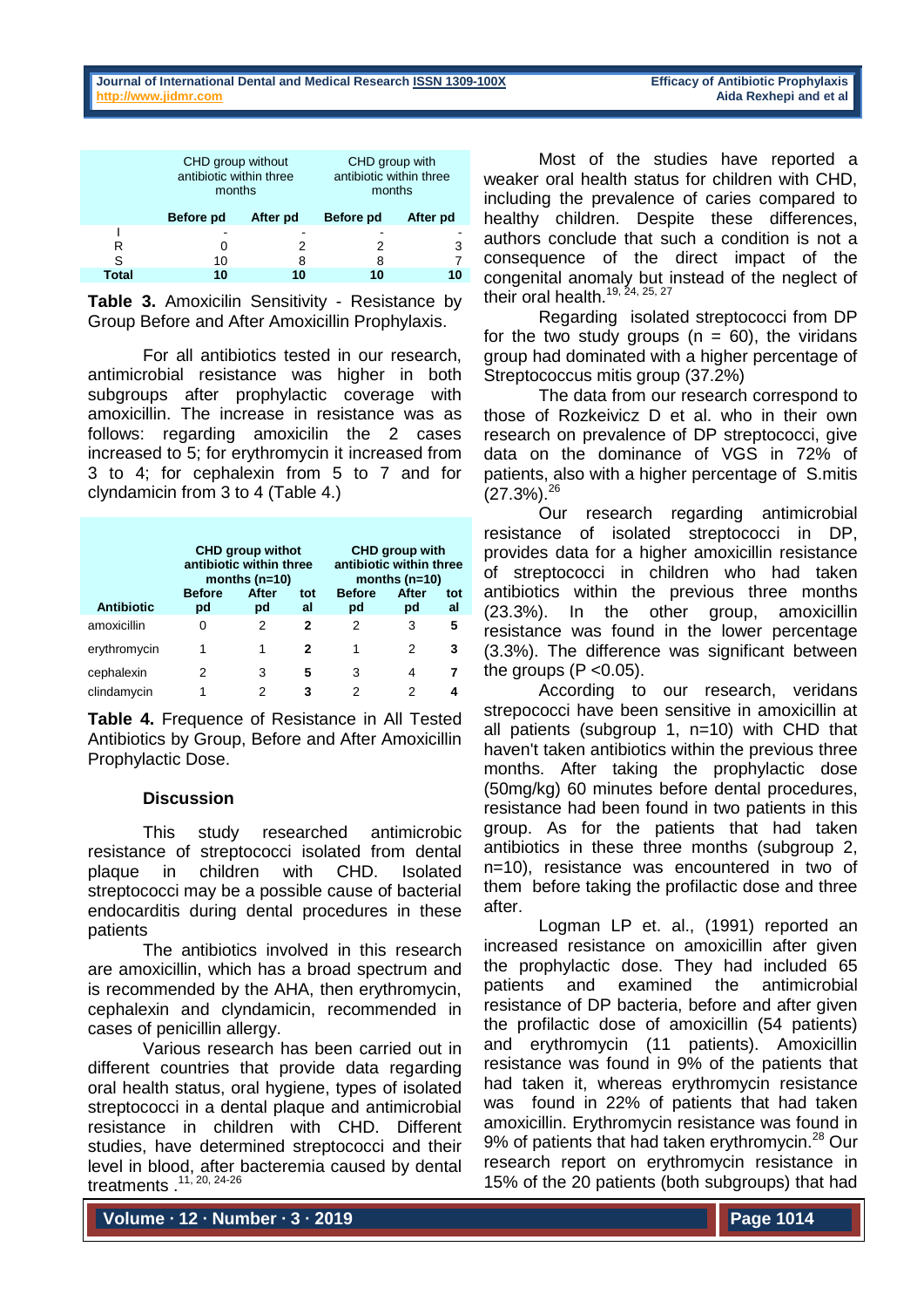| | CHD group without antibiotic within three months | | CHD group with antibiotic within three months | |
|---|---|---|---|---|
| | **Before pd** | **After pd** | **Before pd** | **After pd** |
| I | - | - | - | - |
| R | 0 | 2 | 2 | 3 |
| S | 10 | 8 | 8 | 7 |
| **Total** | **10** | **10** | **10** | **10** |

**Table 3.** Amoxicilin Sensitivity - Resistance by Group Before and After Amoxicillin Prophylaxis.

For all antibiotics tested in our research, antimicrobial resistance was higher in both subgroups after prophylactic coverage with amoxicillin. The increase in resistance was as follows: regarding amoxicilin the 2 cases increased to 5; for erythromycin it increased from 3 to 4; for cephalexin from 5 to 7 and for clyndamicin from 3 to 4 (Table 4.)

| | **CHD group withot antibiotic within three months (n=10)** | | | **CHD group with antibiotic within three months (n=10)** | | |
|---|---|---|---|---|---|---|
| **Antibiotic** | **Before pd** | **After pd** | **total** | **Before pd** | **After pd** | **total** |
| amoxicillin | 0 | 2 | **2** | 2 | 3 | **5** |
| erythromycin | 1 | 1 | **2** | 1 | 2 | **3** |
| cephalexin | 2 | 3 | **5** | 3 | 4 | **7** |
| clindamycin | 1 | 2 | **3** | 2 | 2 | **4** |

**Table 4.** Frequence of Resistance in All Tested Antibiotics by Group, Before and After Amoxicillin Prophylactic Dose.

## Discussion

This study researched antimicrobic resistance of streptococci isolated from dental plaque in children with CHD. Isolated streptococci may be a possible cause of bacterial endocarditis during dental procedures in these patients

The antibiotics involved in this research are amoxicillin, which has a broad spectrum and is recommended by the AHA, then erythromycin, cephalexin and clyndamicin, recommended in cases of penicillin allergy.

Various research has been carried out in different countries that provide data regarding oral health status, oral hygiene, types of isolated streptococci in a dental plaque and antimicrobial resistance in children with CHD. Different studies, have determined streptococci and their level in blood, after bacteremia caused by dental treatments .[11, 20, 24-26]

Most of the studies have reported a weaker oral health status for children with CHD, including the prevalence of caries compared to healthy children. Despite these differences, authors conclude that such a condition is not a consequence of the direct impact of the congenital anomaly but instead of the neglect of their oral health.[19, 24, 25, 27]

Regarding isolated streptococci from DP for the two study groups (n = 60), the viridans group had dominated with a higher percentage of Streptococcus mitis group (37.2%)

The data from our research correspond to those of Rozkeivicz D et al. who in their own research on prevalence of DP streptococci, give data on the dominance of VGS in 72% of patients, also with a higher percentage of S.mitis (27.3%).[26]

Our research regarding antimicrobial resistance of isolated streptococci in DP, provides data for a higher amoxicillin resistance of streptococci in children who had taken antibiotics within the previous three months (23.3%). In the other group, amoxicillin resistance was found in the lower percentage (3.3%). The difference was significant between the groups ($P < 0.05$).

According to our research, veridans strepococci have been sensitive in amoxicillin at all patients (subgroup 1, n=10) with CHD that haven't taken antibiotics within the previous three months. After taking the prophylactic dose (50mg/kg) 60 minutes before dental procedures, resistance had been found in two patients in this group. As for the patients that had taken antibiotics in these three months (subgroup 2, n=10), resistance was encountered in two of them before taking the profilactic dose and three after.

Logman LP et. al., (1991) reported an increased resistance on amoxicillin after given the prophylactic dose. They had included 65 patients and examined the antimicrobial resistance of DP bacteria, before and after given the profilactic dose of amoxicillin (54 patients) and erythromycin (11 patients). Amoxicillin resistance was found in 9% of the patients that had taken it, whereas erythromycin resistance was found in 22% of patients that had taken amoxicillin. Erythromycin resistance was found in 9% of patients that had taken erythromycin.[28] Our research report on erythromycin resistance in 15% of the 20 patients (both subgroups) that had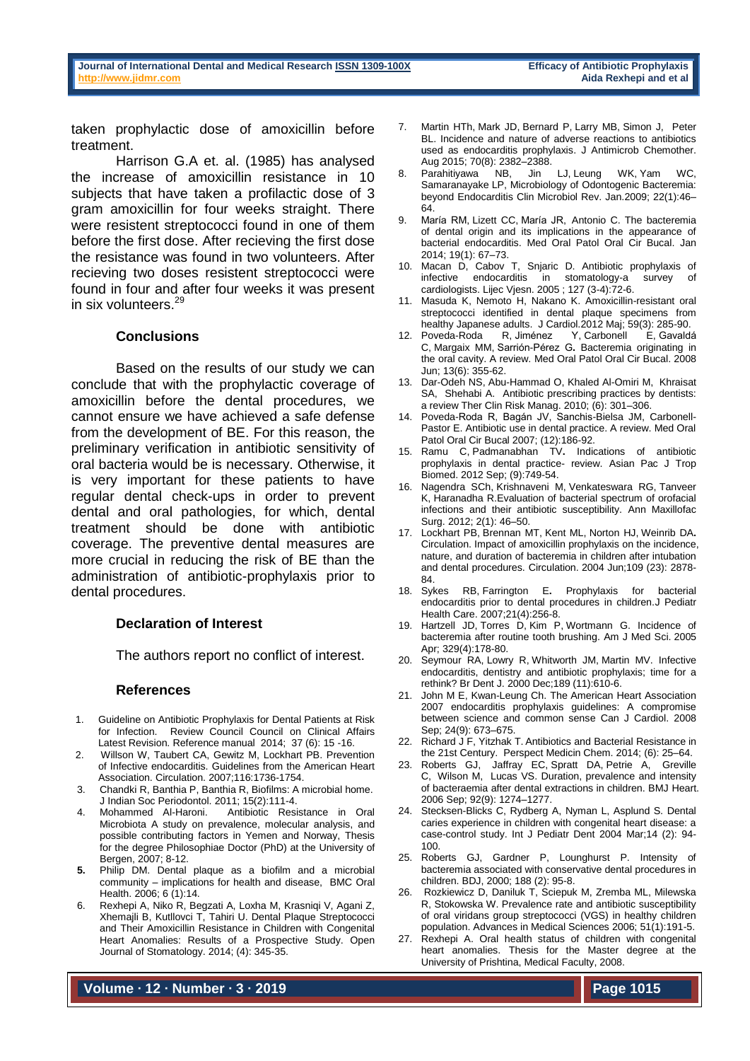taken prophylactic dose of amoxicillin before treatment.

Harrison G.A et. al. (1985) has analysed the increase of amoxicillin resistance in 10 subjects that have taken a profilactic dose of 3 gram amoxicillin for four weeks straight. There were resistent streptococci found in one of them before the first dose. After recieving the first dose the resistance was found in two volunteers. After recieving two doses resistent streptococci were found in four and after four weeks it was present in six volunteers.[29]

## Conclusions

Based on the results of our study we can conclude that with the prophylactic coverage of amoxicillin before the dental procedures, we cannot ensure we have achieved a safe defense from the development of BE. For this reason, the preliminary verification in antibiotic sensitivity of oral bacteria would be is necessary. Otherwise, it is very important for these patients to have regular dental check-ups in order to prevent dental and oral pathologies, for which, dental treatment should be done with antibiotic coverage. The preventive dental measures are more crucial in reducing the risk of BE than the administration of antibiotic-prophylaxis prior to dental procedures.

## Declaration of Interest

The authors report no conflict of interest.

## References

1. Guideline on Antibiotic Prophylaxis for Dental Patients at Risk for Infection. Review Council Council on Clinical Affairs Latest Revision. Reference manual 2014; 37 (6): 15 -16.
2. Willson W, Taubert CA, Gewitz M, Lockhart PB. Prevention of Infective endocarditis. Guidelines from the American Heart Association. Circulation. 2007;116:1736-1754.
3. Chandki R, Banthia P, Banthia R, Biofilms: A microbial home. J Indian Soc Periodontol. 2011; 15(2):111-4.
4. Mohammed Al-Haroni. Antibiotic Resistance in Oral Microbiota A study on prevalence, molecular analysis, and possible contributing factors in Yemen and Norway, Thesis for the degree Philosophiae Doctor (PhD) at the University of Bergen, 2007; 8-12.
5. Philip DM. Dental plaque as a biofilm and a microbial community – implications for health and disease, BMC Oral Health. 2006; 6 (1):14.
6. Rexhepi A, Niko R, Begzati A, Loxha M, Krasniqi V, Agani Z, Xhemajli B, Kutllovci T, Tahiri U. Dental Plaque Streptococci and Their Amoxicillin Resistance in Children with Congenital Heart Anomalies: Results of a Prospective Study. Open Journal of Stomatology. 2014; (4): 345-35.
7. Martin HTh, Mark JD, Bernard P, Larry MB, Simon J, Peter BL. Incidence and nature of adverse reactions to antibiotics used as endocarditis prophylaxis. J Antimicrob Chemother. Aug 2015; 70(8): 2382–2388.
8. Parahitiyawa NB, Jin LJ, Leung WK, Yam WC, Samaranayake LP, Microbiology of Odontogenic Bacteremia: beyond Endocarditis Clin Microbiol Rev. Jan.2009; 22(1):46–64.
9. María RM, Lizett CC, María JR, Antonio C. The bacteremia of dental origin and its implications in the appearance of bacterial endocarditis. Med Oral Patol Oral Cir Bucal. Jan 2014; 19(1): 67–73.
10. Macan D, Cabov T, Snjaric D. Antibiotic prophylaxis of infective endocarditis in stomatology-a survey of cardiologists. Lijec Vjesn. 2005 ; 127 (3-4):72-6.
11. Masuda K, Nemoto H, Nakano K. Amoxicillin-resistant oral streptococci identified in dental plaque specimens from healthy Japanese adults. J Cardiol.2012 Maj; 59(3): 285-90.
12. Poveda-Roda R, Jiménez Y, Carbonell E, Gavaldá C, Margaix MM, Sarrión-Pérez G. Bacteremia originating in the oral cavity. A review. Med Oral Patol Oral Cir Bucal. 2008 Jun; 13(6): 355-62.
13. Dar-Odeh NS, Abu-Hammad O, Khaled Al-Omiri M, Khraisat SA, Shehabi A. Antibiotic prescribing practices by dentists: a review Ther Clin Risk Manag. 2010; (6): 301–306.
14. Poveda-Roda R, Bagán JV, Sanchis-Bielsa JM, Carbonell-Pastor E. Antibiotic use in dental practice. A review. Med Oral Patol Oral Cir Bucal 2007; (12):186-92.
15. Ramu C, Padmanabhan TV. Indications of antibiotic prophylaxis in dental practice- review. Asian Pac J Trop Biomed. 2012 Sep; (9):749-54.
16. Nagendra SCh, Krishnaveni M, Venkateswara RG, Tanveer K, Haranadha R.Evaluation of bacterial spectrum of orofacial infections and their antibiotic susceptibility. Ann Maxillofac Surg. 2012; 2(1): 46–50.
17. Lockhart PB, Brennan MT, Kent ML, Norton HJ, Weinrib DA. Circulation. Impact of amoxicillin prophylaxis on the incidence, nature, and duration of bacteremia in children after intubation and dental procedures. Circulation. 2004 Jun;109 (23): 2878-84.
18. Sykes RB, Farrington E. Prophylaxis for bacterial endocarditis prior to dental procedures in children.J Pediatr Health Care. 2007;21(4):256-8.
19. Hartzell JD, Torres D, Kim P, Wortmann G. Incidence of bacteremia after routine tooth brushing. Am J Med Sci. 2005 Apr; 329(4):178-80.
20. Seymour RA, Lowry R, Whitworth JM, Martin MV. Infective endocarditis, dentistry and antibiotic prophylaxis; time for a rethink? Br Dent J. 2000 Dec;189 (11):610-6.
21. John M E, Kwan-Leung Ch. The American Heart Association 2007 endocarditis prophylaxis guidelines: A compromise between science and common sense Can J Cardiol. 2008 Sep; 24(9): 673–675.
22. Richard J F, Yitzhak T. Antibiotics and Bacterial Resistance in the 21st Century. Perspect Medicin Chem. 2014; (6): 25–64.
23. Roberts GJ, Jaffray EC, Spratt DA, Petrie A, Greville C, Wilson M, Lucas VS. Duration, prevalence and intensity of bacteraemia after dental extractions in children. BMJ Heart. 2006 Sep; 92(9): 1274–1277.
24. Stecksen-Blicks C, Rydberg A, Nyman L, Asplund S. Dental caries experience in children with congenital heart disease: a case-control study. Int J Pediatr Dent 2004 Mar;14 (2): 94-100.
25. Roberts GJ, Gardner P, Lounghurst P. Intensity of bacteremia associated with conservative dental procedures in children. BDJ, 2000; 188 (2): 95-8.
26. Rozkiewicz D, Daniluk T, Sciepuk M, Zremba ML, Milewska R, Stokowska W. Prevalence rate and antibiotic susceptibility of oral viridans group streptococci (VGS) in healthy children population. Advances in Medical Sciences 2006; 51(1):191-5.
27. Rexhepi A. Oral health status of children with congenital heart anomalies. Thesis for the Master degree at the University of Prishtina, Medical Faculty, 2008.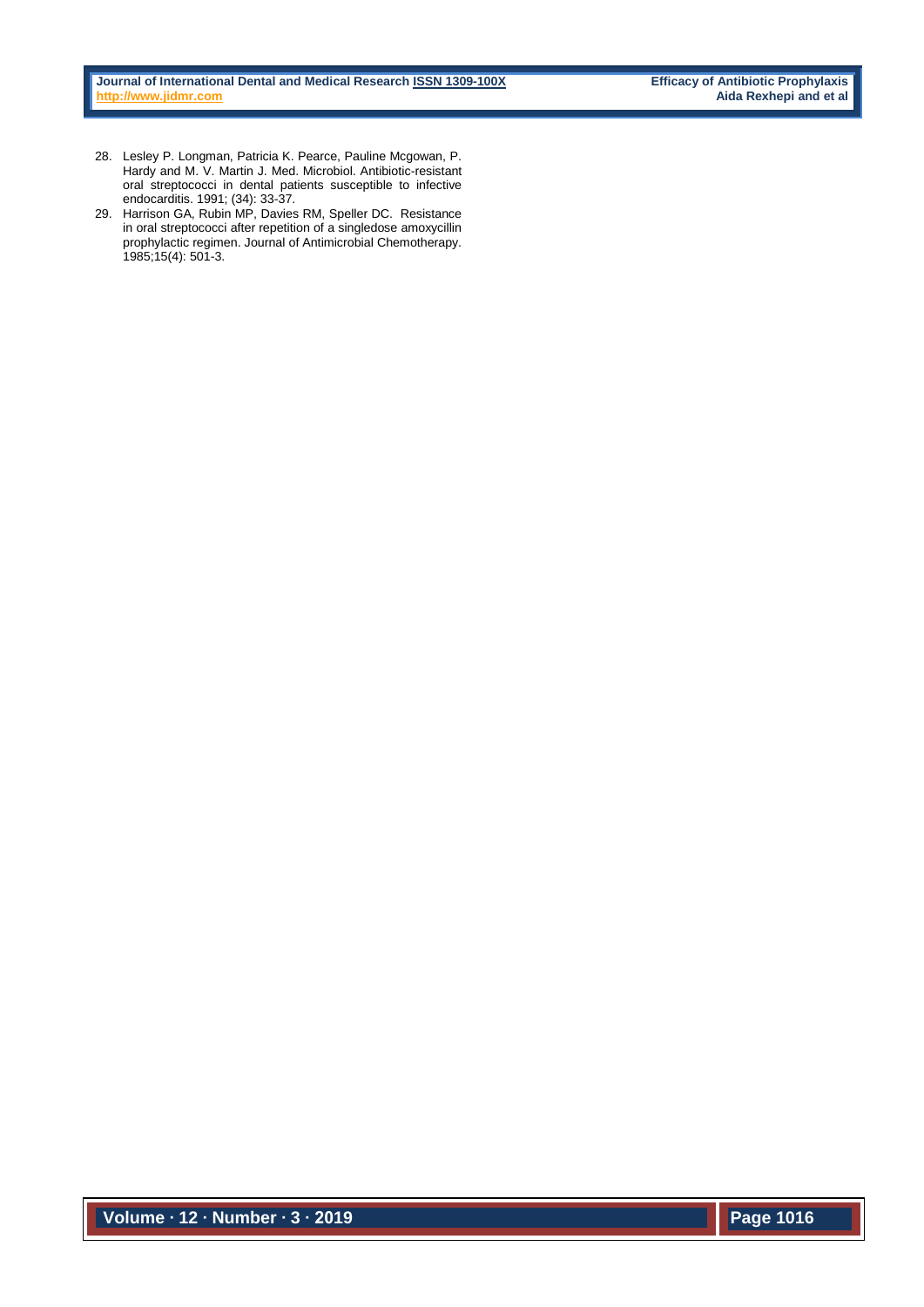28. Lesley P. Longman, Patricia K. Pearce, Pauline Mcgowan, P. Hardy and M. V. Martin J. Med. Microbiol. Antibiotic-resistant oral streptococci in dental patients susceptible to infective endocarditis. 1991; (34): 33-37.
29. Harrison GA, Rubin MP, Davies RM, Speller DC. Resistance in oral streptococci after repetition of a singledose amoxycillin prophylactic regimen. Journal of Antimicrobial Chemotherapy. 1985;15(4): 501-3.